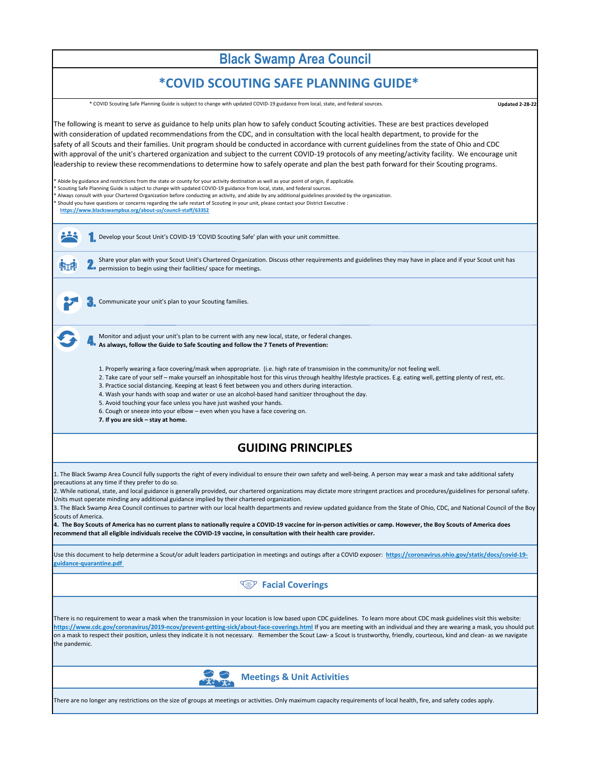# Black Swamp Area Council

## *COVID SCOUTING SAFE PLANNING GUIDE*

* COVID Scouting Safe Planning Guide is subject to change with updated COVID-19 guidance from local, state, and federal sources.

**Updated 2-28-22**

The following is meant to serve as guidance to help units plan how to safely conduct Scouting activities. These are best practices developed with consideration of updated recommendations from the CDC, and in consultation with the local health department, to provide for the safety of all Scouts and their families. Unit program should be conducted in accordance with current guidelines from the state of Ohio and CDC with approval of the unit's chartered organization and subject to the current COVID-19 protocols of any meeting/activity facility. We encourage unit leadership to review these recommendations to determine how to safely operate and plan the best path forward for their Scouting programs.

* Abide by guidance and restrictions from the state or county for your activity destination as well as your point of origin, if applicable.
* Scouting Safe Planning Guide is subject to change with updated COVID-19 guidance from local, state, and federal sources.
* Always consult with your Chartered Organization before conducting an activity, and abide by any additional guidelines provided by the organization.
* Should you have questions or concerns regarding the safe restart of Scouting in your unit, please contact your District Executive : https://www.blackswampbsa.org/about-us/council-staff/63352

1. Develop your Scout Unit's COVID-19 'COVID Scouting Safe' plan with your unit committee.
2. Share your plan with your Scout Unit's Chartered Organization. Discuss other requirements and guidelines they may have in place and if your Scout unit has permission to begin using their facilities/ space for meetings.
3. Communicate your unit's plan to your Scouting families.
4. Monitor and adjust your unit's plan to be current with any new local, state, or federal changes.
   **As always, follow the Guide to Safe Scouting and follow the 7 Tenets of Prevention:**

   1. Properly wearing a face covering/mask when appropriate. (i.e. high rate of transmission in the community/or not feeling well.
   2. Take care of your self – make yourself an inhospitable host for this virus through healthy lifestyle practices. E.g. eating well, getting plenty of rest, etc.
   3. Practice social distancing. Keeping at least 6 feet between you and others during interaction.
   4. Wash your hands with soap and water or use an alcohol-based hand sanitizer throughout the day.
   5. Avoid touching your face unless you have just washed your hands.
   6. Cough or sneeze into your elbow – even when you have a face covering on.
   7. **If you are sick – stay at home.**

## GUIDING PRINCIPLES

1. The Black Swamp Area Council fully supports the right of every individual to ensure their own safety and well-being. A person may wear a mask and take additional safety precautions at any time if they prefer to do so.
2. While national, state, and local guidance is generally provided, our chartered organizations may dictate more stringent practices and procedures/guidelines for personal safety. Units must operate minding any additional guidance implied by their chartered organization.
3. The Black Swamp Area Council continues to partner with our local health departments and review updated guidance from the State of Ohio, CDC, and National Council of the Boy Scouts of America.
4. **The Boy Scouts of America has no current plans to nationally require a COVID-19 vaccine for in-person activities or camp. However, the Boy Scouts of America does recommend that all eligible individuals receive the COVID-19 vaccine, in consultation with their health care provider.**

Use this document to help determine a Scout/or adult leaders participation in meetings and outings after a COVID exposer: https://coronavirus.ohio.gov/static/docs/covid-19-guidance-quarantine.pdf

### Facial Coverings

There is no requirement to wear a mask when the transmission in your location is low based upon CDC guidelines. To learn more about CDC mask guidelines visit this website: https://www.cdc.gov/coronavirus/2019-ncov/prevent-getting-sick/about-face-coverings.html If you are meeting with an individual and they are wearing a mask, you should put on a mask to respect their position, unless they indicate it is not necessary. Remember the Scout Law- a Scout is trustworthy, friendly, courteous, kind and clean- as we navigate the pandemic.

### Meetings & Unit Activities

There are no longer any restrictions on the size of groups at meetings or activities. Only maximum capacity requirements of local health, fire, and safety codes apply.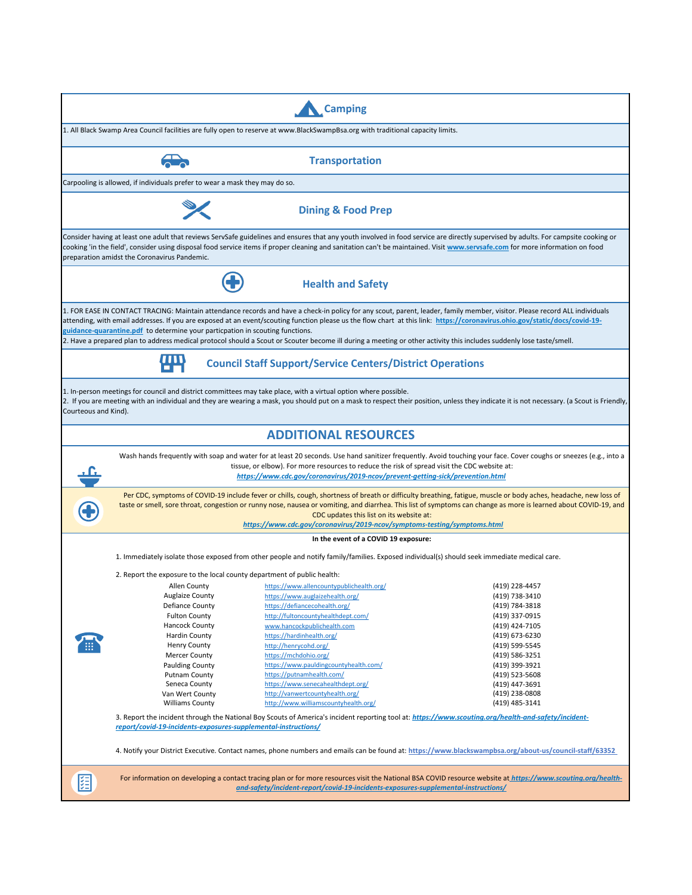## Camping

1. All Black Swamp Area Council facilities are fully open to reserve at www.BlackSwampBsa.org with traditional capacity limits.

## Transportation

Carpooling is allowed, if individuals prefer to wear a mask they may do so.

## Dining & Food Prep

Consider having at least one adult that reviews ServSafe guidelines and ensures that any youth involved in food service are directly supervised by adults. For campsite cooking or cooking 'in the field', consider using disposal food service items if proper cleaning and sanitation can't be maintained. Visit [www.servsafe.com](www.servsafe.com) for more information on food preparation amidst the Coronavirus Pandemic.

## Health and Safety

1. FOR EASE IN CONTACT TRACING: Maintain attendance records and have a check-in policy for any scout, parent, leader, family member, visitor. Please record ALL individuals attending, with email addresses. If you are exposed at an event/scouting function please us the flow chart at this link: **https://coronavirus.ohio.gov/static/docs/covid-19-guidance-quarantine.pdf** to determine your particpation in scouting functions.
2. Have a prepared plan to address medical protocol should a Scout or Scouter become ill during a meeting or other activity this includes suddenly lose taste/smell.

## Council Staff Support/Service Centers/District Operations

1. In-person meetings for council and district committees may take place, with a virtual option where possible.
2. If you are meeting with an individual and they are wearing a mask, you should put on a mask to respect their position, unless they indicate it is not necessary. (a Scout is Friendly, Courteous and Kind).

## ADDITIONAL RESOURCES

Wash hands frequently with soap and water for at least 20 seconds. Use hand sanitizer frequently. Avoid touching your face. Cover coughs or sneezes (e.g., into a tissue, or elbow). For more resources to reduce the risk of spread visit the CDC website at:
***https://www.cdc.gov/coronavirus/2019-ncov/prevent-getting-sick/prevention.html***

Per CDC, symptoms of COVID-19 include fever or chills, cough, shortness of breath or difficulty breathing, fatigue, muscle or body aches, headache, new loss of taste or smell, sore throat, congestion or runny nose, nausea or vomiting, and diarrhea. This list of symptoms can change as more is learned about COVID-19, and CDC updates this list on its website at:
***https://www.cdc.gov/coronavirus/2019-ncov/symptoms-testing/symptoms.html***

**In the event of a COVID 19 exposure:**

1. Immediately isolate those exposed from other people and notify family/families. Exposed individual(s) should seek immediate medical care.

2. Report the exposure to the local county department of public health:

| | | |
|---|---|---|
| Allen County | https://www.allencountypublichealth.org/ | (419) 228-4457 |
| Auglaize County | https://www.auglaizehealth.org/ | (419) 738-3410 |
| Defiance County | https://defiancecohealth.org/ | (419) 784-3818 |
| Fulton County | http://fultoncountyhealthdept.com/ | (419) 337-0915 |
| Hancock County | www.hancockpublichealth.com | (419) 424-7105 |
| Hardin County | https://hardinhealth.org/ | (419) 673-6230 |
| Henry County | http://henrycohd.org/ | (419) 599-5545 |
| Mercer County | https://mchdohio.org/ | (419) 586-3251 |
| Paulding County | https://www.pauldingcountyhealth.com/ | (419) 399-3921 |
| Putnam County | https://putnamhealth.com/ | (419) 523-5608 |
| Seneca County | https://www.senecahealthdept.org/ | (419) 447-3691 |
| Van Wert County | http://vanwertcountyhealth.org/ | (419) 238-0808 |
| Williams County | http://www.williamscountyhealth.org/ | (419) 485-3141 |

3. Report the incident through the National Boy Scouts of America's incident reporting tool at: ***https://www.scouting.org/health-and-safety/incident-report/covid-19-incidents-exposures-supplemental-instructions/***

4. Notify your District Executive. Contact names, phone numbers and emails can be found at: **https://www.blackswampbsa.org/about-us/council-staff/63352**

For information on developing a contact tracing plan or for more resources visit the National BSA COVID resource website at ***https://www.scouting.org/health-and-safety/incident-report/covid-19-incidents-exposures-supplemental-instructions/***